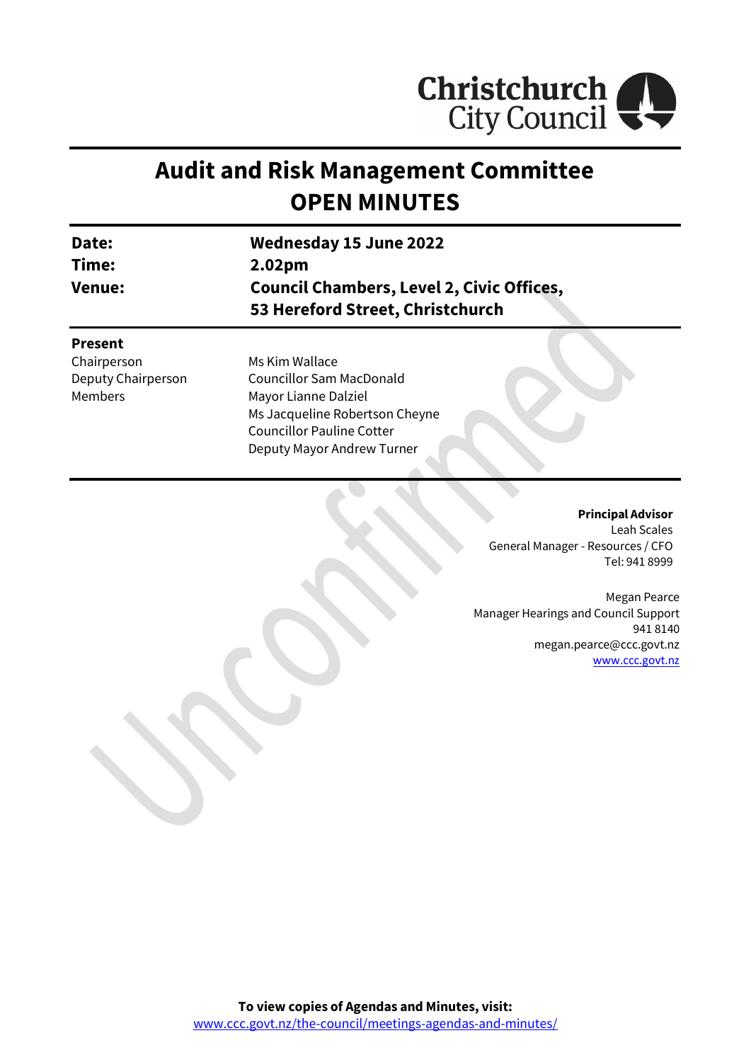Christchurch City Council

# Audit and Risk Management Committee
# OPEN MINUTES

| | |
|---|---|
| **Date:** | **Wednesday 15 June 2022** |
| **Time:** | **2.02pm** |
| **Venue:** | **Council Chambers, Level 2, Civic Offices, 53 Hereford Street, Christchurch** |

**Present**

| | |
|---|---|
| Chairperson | Ms Kim Wallace |
| Deputy Chairperson | Councillor Sam MacDonald |
| Members | Mayor Lianne Dalziel |
| | Ms Jacqueline Robertson Cheyne |
| | Councillor Pauline Cotter |
| | Deputy Mayor Andrew Turner |

**Principal Advisor**
Leah Scales
General Manager - Resources / CFO
Tel: 941 8999

Megan Pearce
Manager Hearings and Council Support
941 8140
megan.pearce@ccc.govt.nz
www.ccc.govt.nz

**To view copies of Agendas and Minutes, visit:**
www.ccc.govt.nz/the-council/meetings-agendas-and-minutes/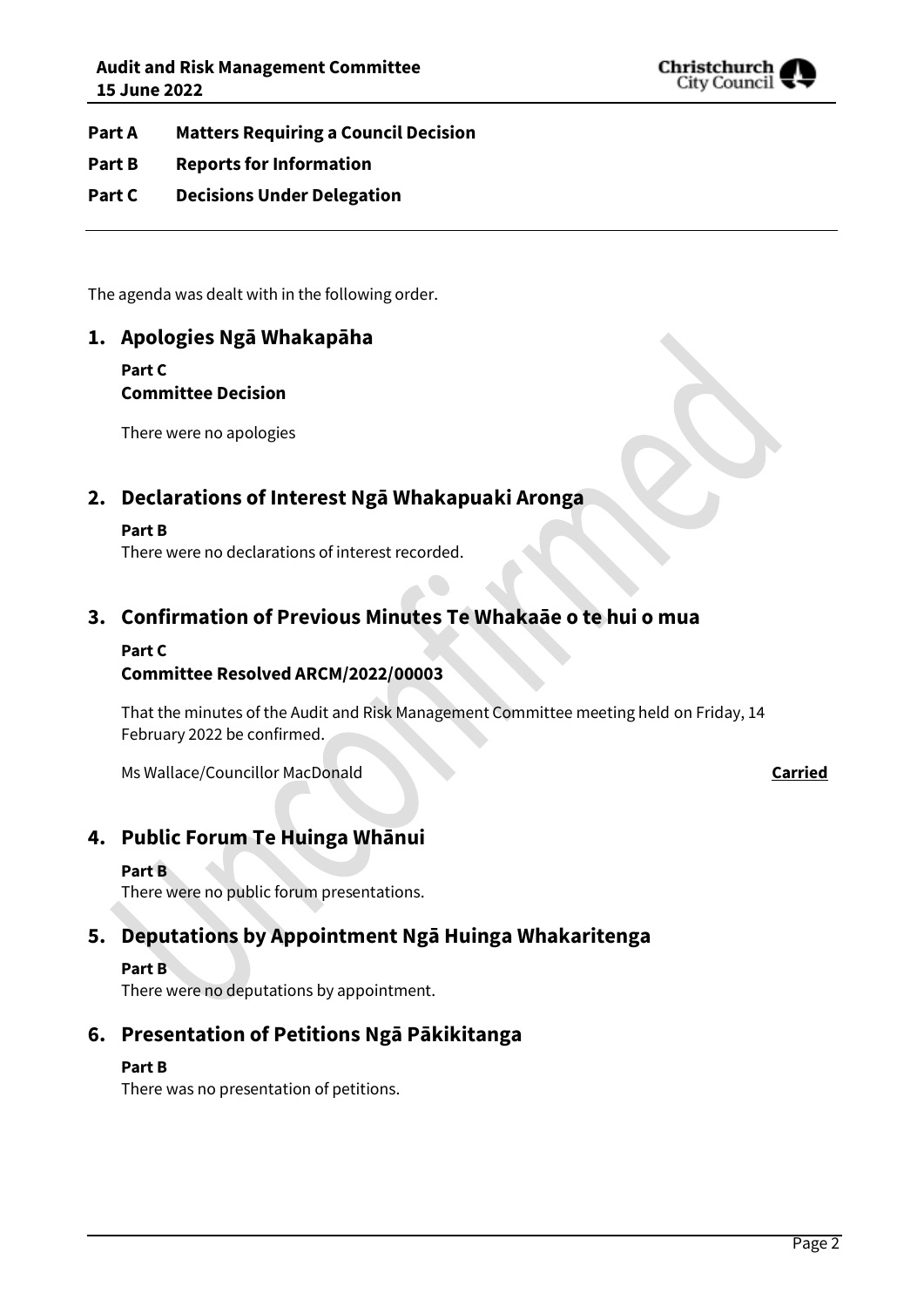**Part A Matters Requiring a Council Decision**

**Part B Reports for Information**

**Part C Decisions Under Delegation**

---

The agenda was dealt with in the following order.

## 1. Apologies Ngā Whakapāha

**Part C**
**Committee Decision**

There were no apologies

## 2. Declarations of Interest Ngā Whakapuaki Aronga

**Part B**
There were no declarations of interest recorded.

## 3. Confirmation of Previous Minutes Te Whakaāe o te hui o mua

**Part C**
**Committee Resolved ARCM/2022/00003**

That the minutes of the Audit and Risk Management Committee meeting held on Friday, 14 February 2022 be confirmed.

Ms Wallace/Councillor MacDonald **Carried**

## 4. Public Forum Te Huinga Whānui

**Part B**
There were no public forum presentations.

## 5. Deputations by Appointment Ngā Huinga Whakaritenga

**Part B**
There were no deputations by appointment.

## 6. Presentation of Petitions Ngā Pākikitanga

**Part B**
There was no presentation of petitions.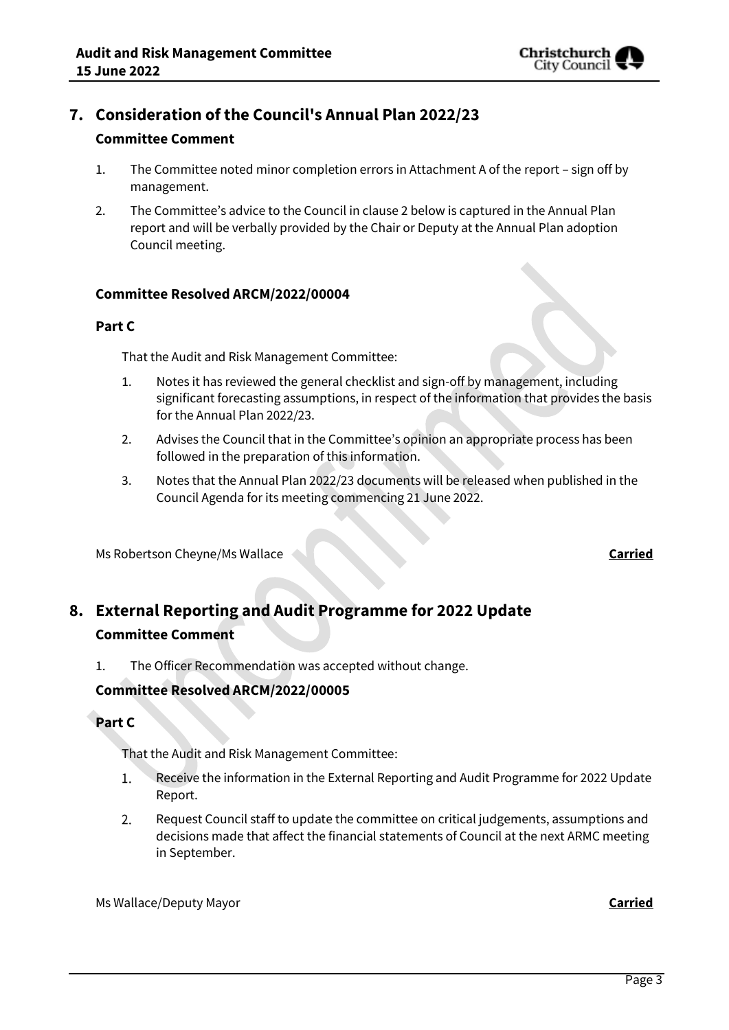## 7. Consideration of the Council's Annual Plan 2022/23

### Committee Comment

1. The Committee noted minor completion errors in Attachment A of the report – sign off by management.
2. The Committee's advice to the Council in clause 2 below is captured in the Annual Plan report and will be verbally provided by the Chair or Deputy at the Annual Plan adoption Council meeting.

### Committee Resolved ARCM/2022/00004

#### Part C

That the Audit and Risk Management Committee:

1. Notes it has reviewed the general checklist and sign-off by management, including significant forecasting assumptions, in respect of the information that provides the basis for the Annual Plan 2022/23.
2. Advises the Council that in the Committee's opinion an appropriate process has been followed in the preparation of this information.
3. Notes that the Annual Plan 2022/23 documents will be released when published in the Council Agenda for its meeting commencing 21 June 2022.

Ms Robertson Cheyne/Ms Wallace **Carried**

## 8. External Reporting and Audit Programme for 2022 Update

### Committee Comment

1. The Officer Recommendation was accepted without change.

### Committee Resolved ARCM/2022/00005

#### Part C

That the Audit and Risk Management Committee:

1. Receive the information in the External Reporting and Audit Programme for 2022 Update Report.
2. Request Council staff to update the committee on critical judgements, assumptions and decisions made that affect the financial statements of Council at the next ARMC meeting in September.

Ms Wallace/Deputy Mayor **Carried**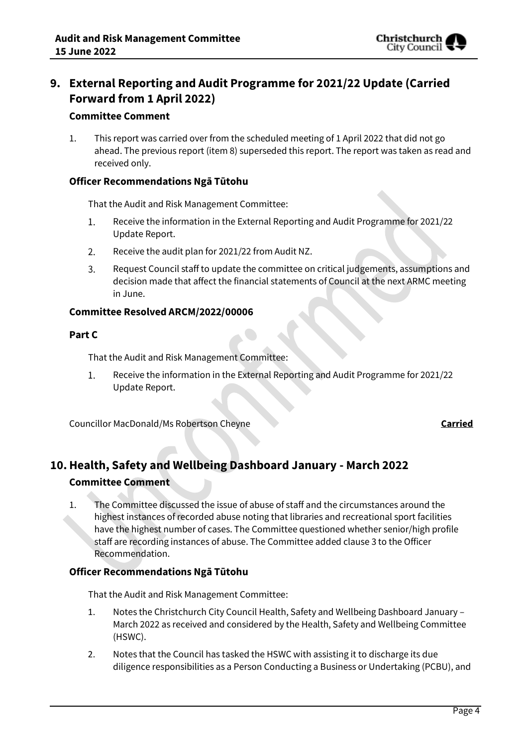## 9. External Reporting and Audit Programme for 2021/22 Update (Carried Forward from 1 April 2022)

### Committee Comment

1. This report was carried over from the scheduled meeting of 1 April 2022 that did not go ahead. The previous report (item 8) superseded this report. The report was taken as read and received only.

### Officer Recommendations Ngā Tūtohu

That the Audit and Risk Management Committee:

1. Receive the information in the External Reporting and Audit Programme for 2021/22 Update Report.
2. Receive the audit plan for 2021/22 from Audit NZ.
3. Request Council staff to update the committee on critical judgements, assumptions and decision made that affect the financial statements of Council at the next ARMC meeting in June.

### Committee Resolved ARCM/2022/00006

### Part C

That the Audit and Risk Management Committee:

1. Receive the information in the External Reporting and Audit Programme for 2021/22 Update Report.

Councillor MacDonald/Ms Robertson Cheyne **Carried**

## 10. Health, Safety and Wellbeing Dashboard January - March 2022

### Committee Comment

1. The Committee discussed the issue of abuse of staff and the circumstances around the highest instances of recorded abuse noting that libraries and recreational sport facilities have the highest number of cases. The Committee questioned whether senior/high profile staff are recording instances of abuse. The Committee added clause 3 to the Officer Recommendation.

### Officer Recommendations Ngā Tūtohu

That the Audit and Risk Management Committee:

1. Notes the Christchurch City Council Health, Safety and Wellbeing Dashboard January – March 2022 as received and considered by the Health, Safety and Wellbeing Committee (HSWC).
2. Notes that the Council has tasked the HSWC with assisting it to discharge its due diligence responsibilities as a Person Conducting a Business or Undertaking (PCBU), and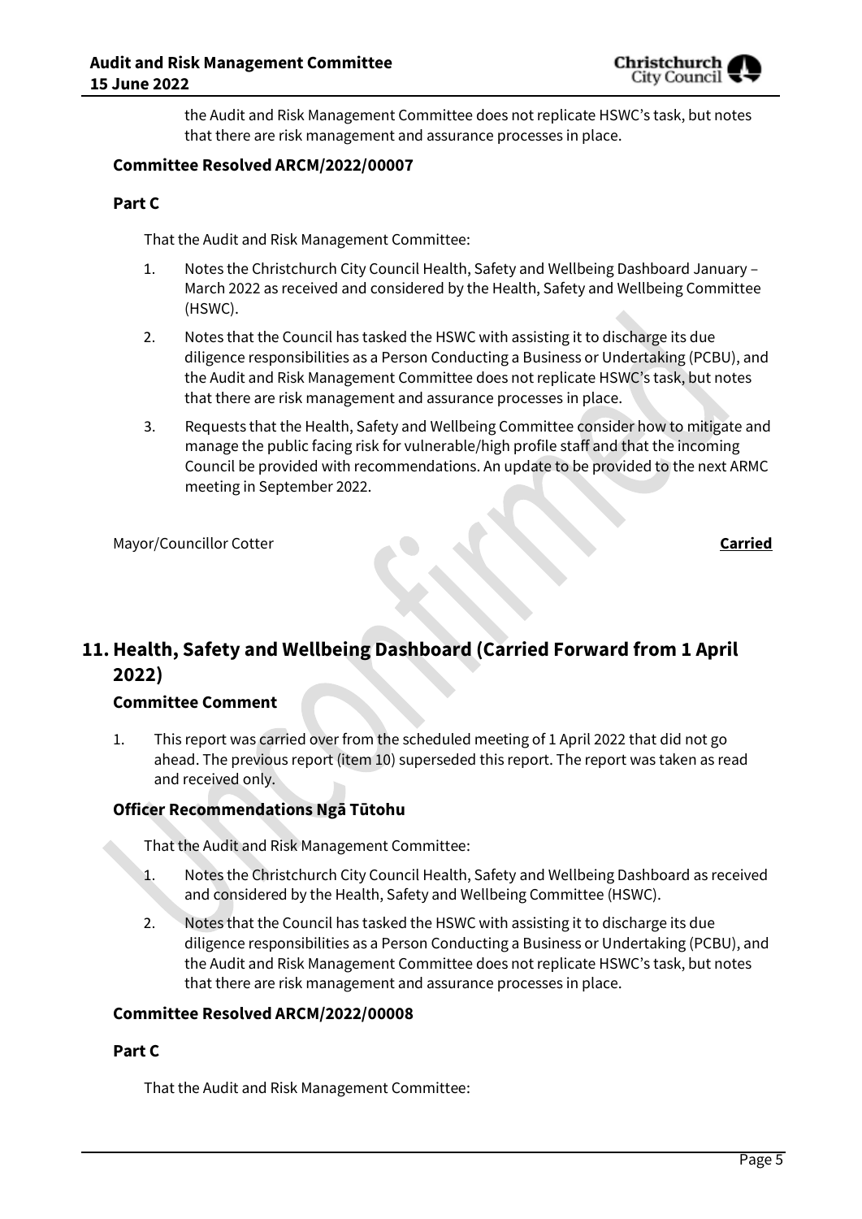the Audit and Risk Management Committee does not replicate HSWC's task, but notes that there are risk management and assurance processes in place.

**Committee Resolved ARCM/2022/00007**

**Part C**

That the Audit and Risk Management Committee:

1. Notes the Christchurch City Council Health, Safety and Wellbeing Dashboard January – March 2022 as received and considered by the Health, Safety and Wellbeing Committee (HSWC).
2. Notes that the Council has tasked the HSWC with assisting it to discharge its due diligence responsibilities as a Person Conducting a Business or Undertaking (PCBU), and the Audit and Risk Management Committee does not replicate HSWC's task, but notes that there are risk management and assurance processes in place.
3. Requests that the Health, Safety and Wellbeing Committee consider how to mitigate and manage the public facing risk for vulnerable/high profile staff and that the incoming Council be provided with recommendations. An update to be provided to the next ARMC meeting in September 2022.

Mayor/Councillor Cotter **Carried**

## 11. Health, Safety and Wellbeing Dashboard (Carried Forward from 1 April 2022)

### Committee Comment

1. This report was carried over from the scheduled meeting of 1 April 2022 that did not go ahead. The previous report (item 10) superseded this report. The report was taken as read and received only.

### Officer Recommendations Ngā Tūtohu

That the Audit and Risk Management Committee:

1. Notes the Christchurch City Council Health, Safety and Wellbeing Dashboard as received and considered by the Health, Safety and Wellbeing Committee (HSWC).
2. Notes that the Council has tasked the HSWC with assisting it to discharge its due diligence responsibilities as a Person Conducting a Business or Undertaking (PCBU), and the Audit and Risk Management Committee does not replicate HSWC's task, but notes that there are risk management and assurance processes in place.

**Committee Resolved ARCM/2022/00008**

**Part C**

That the Audit and Risk Management Committee: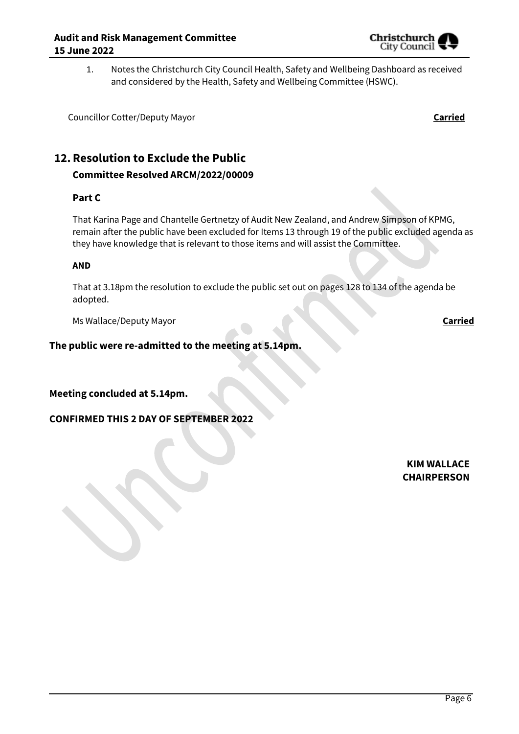1. Notes the Christchurch City Council Health, Safety and Wellbeing Dashboard as received and considered by the Health, Safety and Wellbeing Committee (HSWC).

Councillor Cotter/Deputy Mayor **Carried**

## 12. Resolution to Exclude the Public

### Committee Resolved ARCM/2022/00009

**Part C**

That Karina Page and Chantelle Gertnetzy of Audit New Zealand, and Andrew Simpson of KPMG, remain after the public have been excluded for Items 13 through 19 of the public excluded agenda as they have knowledge that is relevant to those items and will assist the Committee.

**AND**

That at 3.18pm the resolution to exclude the public set out on pages 128 to 134 of the agenda be adopted.

Ms Wallace/Deputy Mayor **Carried**

**The public were re-admitted to the meeting at 5.14pm.**

**Meeting concluded at 5.14pm.**

**CONFIRMED THIS 2 DAY OF SEPTEMBER 2022**

**KIM WALLACE**
**CHAIRPERSON**